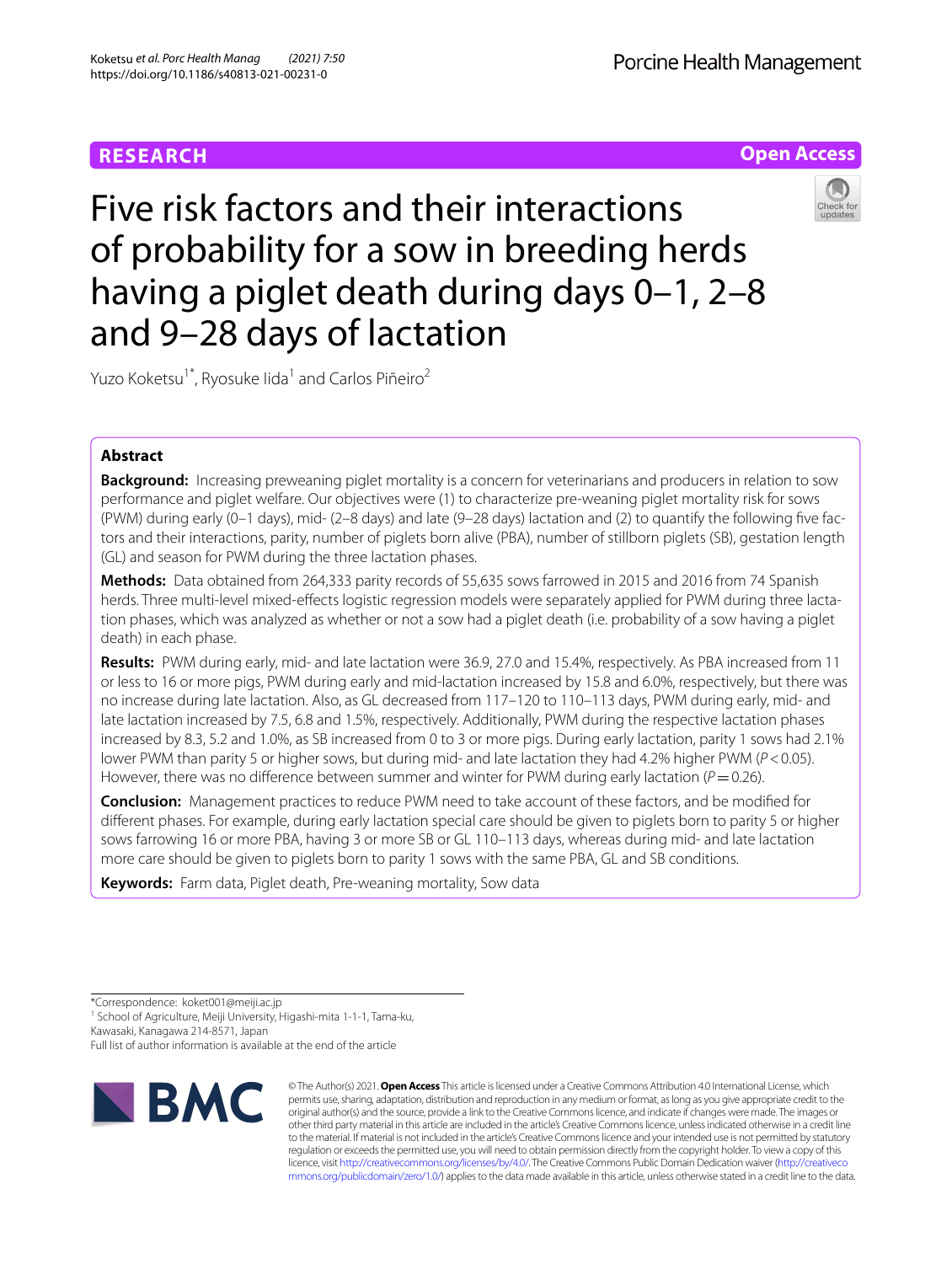RESEARCH

Open Access

# Five risk factors and their interactions of probability for a sow in breeding herds having a piglet death during days 0–1, 2–8 and 9–28 days of lactation

Yuzo Koketsu[1*], Ryosuke Iida[1] and Carlos Piñeiro[2]

## Abstract

**Background:** Increasing preweaning piglet mortality is a concern for veterinarians and producers in relation to sow performance and piglet welfare. Our objectives were (1) to characterize pre-weaning piglet mortality risk for sows (PWM) during early (0–1 days), mid- (2–8 days) and late (9–28 days) lactation and (2) to quantify the following five factors and their interactions, parity, number of piglets born alive (PBA), number of stillborn piglets (SB), gestation length (GL) and season for PWM during the three lactation phases.

**Methods:** Data obtained from 264,333 parity records of 55,635 sows farrowed in 2015 and 2016 from 74 Spanish herds. Three multi-level mixed-effects logistic regression models were separately applied for PWM during three lactation phases, which was analyzed as whether or not a sow had a piglet death (i.e. probability of a sow having a piglet death) in each phase.

**Results:** PWM during early, mid- and late lactation were 36.9, 27.0 and 15.4%, respectively. As PBA increased from 11 or less to 16 or more pigs, PWM during early and mid-lactation increased by 15.8 and 6.0%, respectively, but there was no increase during late lactation. Also, as GL decreased from 117–120 to 110–113 days, PWM during early, mid- and late lactation increased by 7.5, 6.8 and 1.5%, respectively. Additionally, PWM during the respective lactation phases increased by 8.3, 5.2 and 1.0%, as SB increased from 0 to 3 or more pigs. During early lactation, parity 1 sows had 2.1% lower PWM than parity 5 or higher sows, but during mid- and late lactation they had 4.2% higher PWM ($P < 0.05$). However, there was no difference between summer and winter for PWM during early lactation ($P = 0.26$).

**Conclusion:** Management practices to reduce PWM need to take account of these factors, and be modified for different phases. For example, during early lactation special care should be given to piglets born to parity 5 or higher sows farrowing 16 or more PBA, having 3 or more SB or GL 110–113 days, whereas during mid- and late lactation more care should be given to piglets born to parity 1 sows with the same PBA, GL and SB conditions.

**Keywords:** Farm data, Piglet death, Pre-weaning mortality, Sow data

*Correspondence: koket001@meiji.ac.jp

[1] School of Agriculture, Meiji University, Higashi-mita 1-1-1, Tama-ku, Kawasaki, Kanagawa 214-8571, Japan

Full list of author information is available at the end of the article

© The Author(s) 2021. **Open Access** This article is licensed under a Creative Commons Attribution 4.0 International License, which permits use, sharing, adaptation, distribution and reproduction in any medium or format, as long as you give appropriate credit to the original author(s) and the source, provide a link to the Creative Commons licence, and indicate if changes were made. The images or other third party material in this article are included in the article's Creative Commons licence, unless indicated otherwise in a credit line to the material. If material is not included in the article's Creative Commons licence and your intended use is not permitted by statutory regulation or exceeds the permitted use, you will need to obtain permission directly from the copyright holder. To view a copy of this licence, visit http://creativecommons.org/licenses/by/4.0/. The Creative Commons Public Domain Dedication waiver (http://creativecommons.org/publicdomain/zero/1.0/) applies to the data made available in this article, unless otherwise stated in a credit line to the data.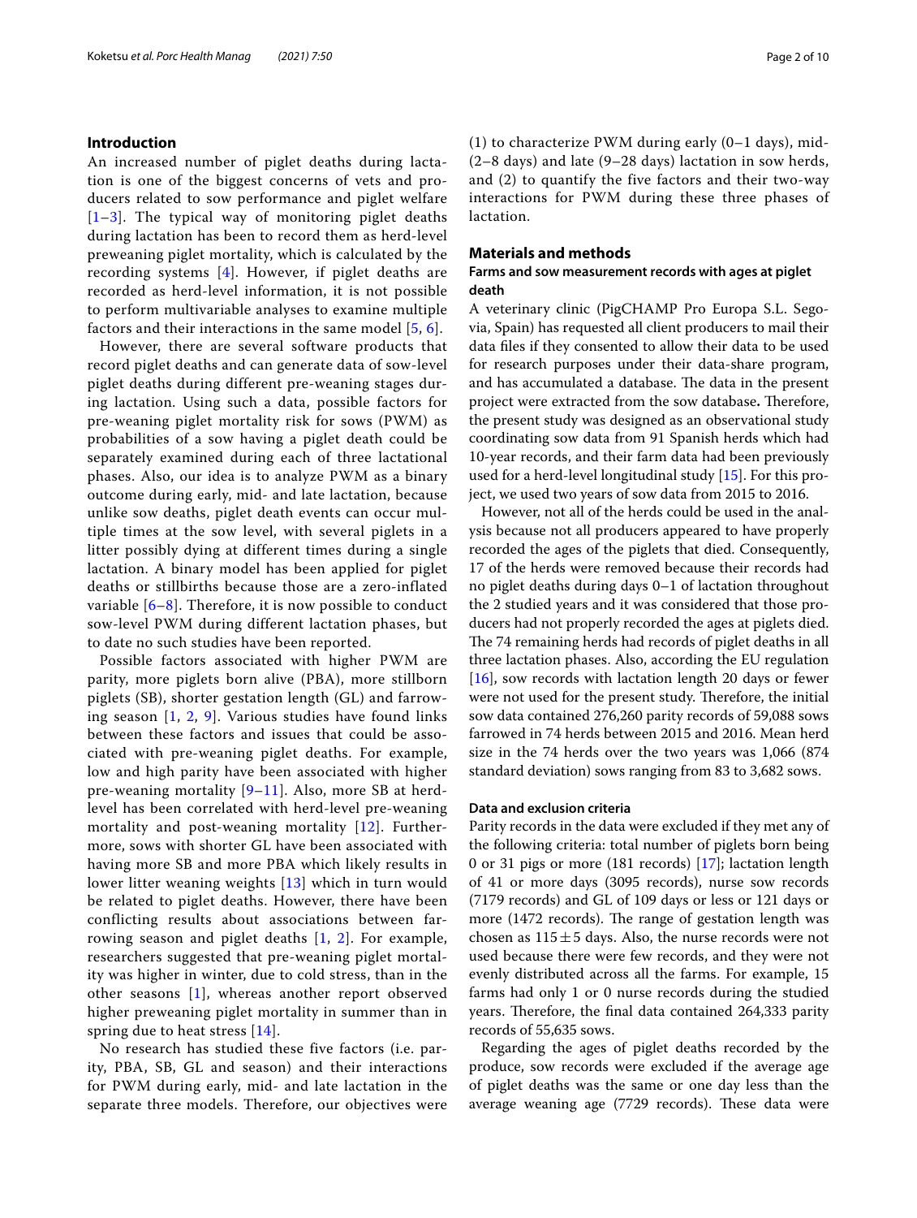## Introduction

An increased number of piglet deaths during lactation is one of the biggest concerns of vets and producers related to sow performance and piglet welfare [1–3]. The typical way of monitoring piglet deaths during lactation has been to record them as herd-level preweaning piglet mortality, which is calculated by the recording systems [4]. However, if piglet deaths are recorded as herd-level information, it is not possible to perform multivariable analyses to examine multiple factors and their interactions in the same model [5, 6].

However, there are several software products that record piglet deaths and can generate data of sow-level piglet deaths during different pre-weaning stages during lactation. Using such a data, possible factors for pre-weaning piglet mortality risk for sows (PWM) as probabilities of a sow having a piglet death could be separately examined during each of three lactational phases. Also, our idea is to analyze PWM as a binary outcome during early, mid- and late lactation, because unlike sow deaths, piglet death events can occur multiple times at the sow level, with several piglets in a litter possibly dying at different times during a single lactation. A binary model has been applied for piglet deaths or stillbirths because those are a zero-inflated variable [6–8]. Therefore, it is now possible to conduct sow-level PWM during different lactation phases, but to date no such studies have been reported.

Possible factors associated with higher PWM are parity, more piglets born alive (PBA), more stillborn piglets (SB), shorter gestation length (GL) and farrowing season [1, 2, 9]. Various studies have found links between these factors and issues that could be associated with pre-weaning piglet deaths. For example, low and high parity have been associated with higher pre-weaning mortality [9–11]. Also, more SB at herd-level has been correlated with herd-level pre-weaning mortality and post-weaning mortality [12]. Furthermore, sows with shorter GL have been associated with having more SB and more PBA which likely results in lower litter weaning weights [13] which in turn would be related to piglet deaths. However, there have been conflicting results about associations between farrowing season and piglet deaths [1, 2]. For example, researchers suggested that pre-weaning piglet mortality was higher in winter, due to cold stress, than in the other seasons [1], whereas another report observed higher preweaning piglet mortality in summer than in spring due to heat stress [14].

No research has studied these five factors (i.e. parity, PBA, SB, GL and season) and their interactions for PWM during early, mid- and late lactation in the separate three models. Therefore, our objectives were (1) to characterize PWM during early (0–1 days), mid- (2–8 days) and late (9–28 days) lactation in sow herds, and (2) to quantify the five factors and their two-way interactions for PWM during these three phases of lactation.

## Materials and methods

### Farms and sow measurement records with ages at piglet death

A veterinary clinic (PigCHAMP Pro Europa S.L. Segovia, Spain) has requested all client producers to mail their data files if they consented to allow their data to be used for research purposes under their data-share program, and has accumulated a database. The data in the present project were extracted from the sow database**.** Therefore, the present study was designed as an observational study coordinating sow data from 91 Spanish herds which had 10-year records, and their farm data had been previously used for a herd-level longitudinal study [15]. For this project, we used two years of sow data from 2015 to 2016.

However, not all of the herds could be used in the analysis because not all producers appeared to have properly recorded the ages of the piglets that died. Consequently, 17 of the herds were removed because their records had no piglet deaths during days 0–1 of lactation throughout the 2 studied years and it was considered that those producers had not properly recorded the ages at piglets died. The 74 remaining herds had records of piglet deaths in all three lactation phases. Also, according the EU regulation [16], sow records with lactation length 20 days or fewer were not used for the present study. Therefore, the initial sow data contained 276,260 parity records of 59,088 sows farrowed in 74 herds between 2015 and 2016. Mean herd size in the 74 herds over the two years was 1,066 (874 standard deviation) sows ranging from 83 to 3,682 sows.

### Data and exclusion criteria

Parity records in the data were excluded if they met any of the following criteria: total number of piglets born being 0 or 31 pigs or more (181 records) [17]; lactation length of 41 or more days (3095 records), nurse sow records (7179 records) and GL of 109 days or less or 121 days or more (1472 records). The range of gestation length was chosen as $115 \pm 5$ days. Also, the nurse records were not used because there were few records, and they were not evenly distributed across all the farms. For example, 15 farms had only 1 or 0 nurse records during the studied years. Therefore, the final data contained 264,333 parity records of 55,635 sows.

Regarding the ages of piglet deaths recorded by the produce, sow records were excluded if the average age of piglet deaths was the same or one day less than the average weaning age (7729 records). These data were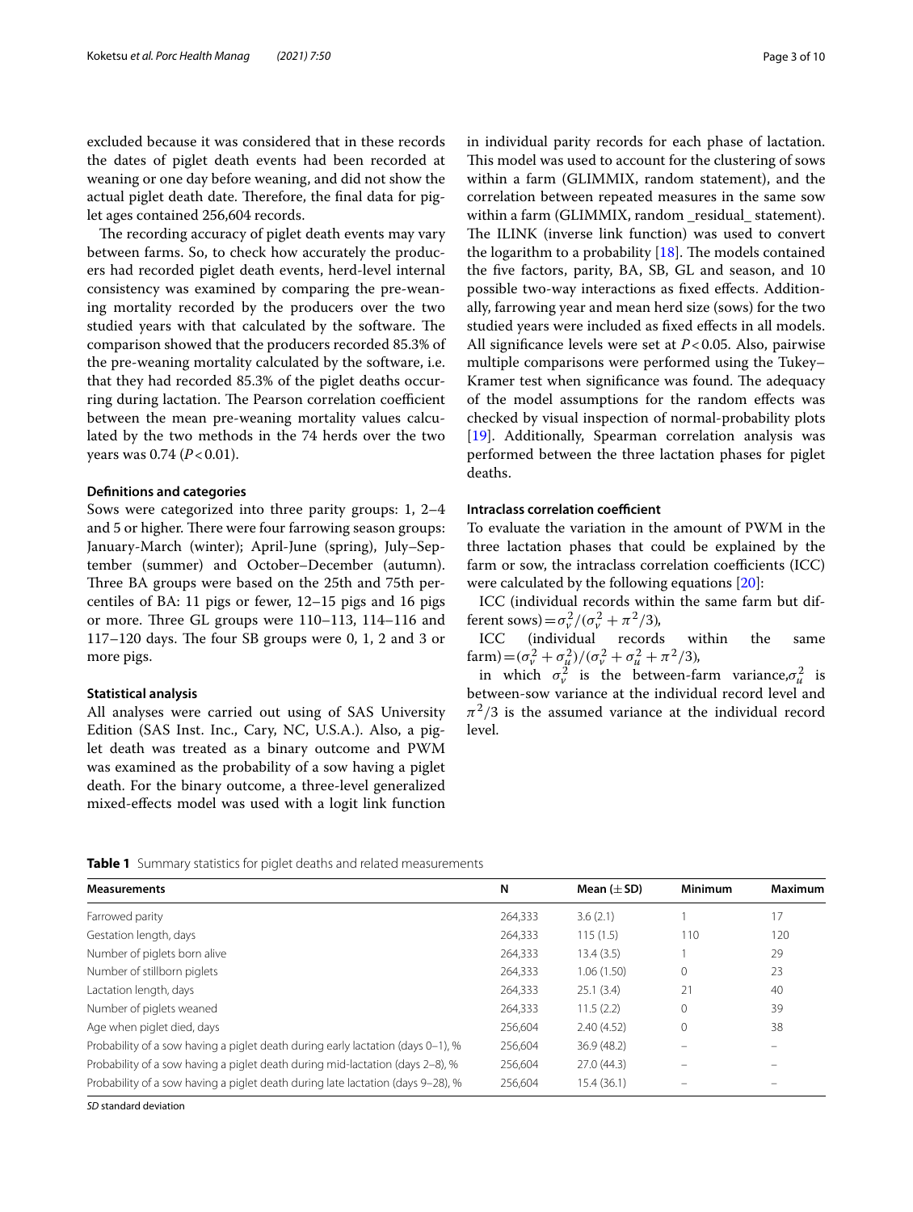excluded because it was considered that in these records the dates of piglet death events had been recorded at weaning or one day before weaning, and did not show the actual piglet death date. Therefore, the final data for piglet ages contained 256,604 records.

The recording accuracy of piglet death events may vary between farms. So, to check how accurately the producers had recorded piglet death events, herd-level internal consistency was examined by comparing the pre-weaning mortality recorded by the producers over the two studied years with that calculated by the software. The comparison showed that the producers recorded 85.3% of the pre-weaning mortality calculated by the software, i.e. that they had recorded 85.3% of the piglet deaths occurring during lactation. The Pearson correlation coefficient between the mean pre-weaning mortality values calculated by the two methods in the 74 herds over the two years was 0.74 ($P < 0.01$).

### Definitions and categories

Sows were categorized into three parity groups: 1, 2–4 and 5 or higher. There were four farrowing season groups: January-March (winter); April-June (spring), July–September (summer) and October–December (autumn). Three BA groups were based on the 25th and 75th percentiles of BA: 11 pigs or fewer, 12–15 pigs and 16 pigs or more. Three GL groups were 110–113, 114–116 and 117–120 days. The four SB groups were 0, 1, 2 and 3 or more pigs.

### Statistical analysis

All analyses were carried out using of SAS University Edition (SAS Inst. Inc., Cary, NC, U.S.A.). Also, a piglet death was treated as a binary outcome and PWM was examined as the probability of a sow having a piglet death. For the binary outcome, a three-level generalized mixed-effects model was used with a logit link function in individual parity records for each phase of lactation. This model was used to account for the clustering of sows within a farm (GLIMMIX, random statement), and the correlation between repeated measures in the same sow within a farm (GLIMMIX, random _residual_ statement). The ILINK (inverse link function) was used to convert the logarithm to a probability [18]. The models contained the five factors, parity, BA, SB, GL and season, and 10 possible two-way interactions as fixed effects. Additionally, farrowing year and mean herd size (sows) for the two studied years were included as fixed effects in all models. All significance levels were set at $P < 0.05$. Also, pairwise multiple comparisons were performed using the Tukey–Kramer test when significance was found. The adequacy of the model assumptions for the random effects was checked by visual inspection of normal-probability plots [19]. Additionally, Spearman correlation analysis was performed between the three lactation phases for piglet deaths.

### Intraclass correlation coefficient

To evaluate the variation in the amount of PWM in the three lactation phases that could be explained by the farm or sow, the intraclass correlation coefficients (ICC) were calculated by the following equations [20]:

ICC (individual records within the same farm but different sows) $= \sigma_v^2 / (\sigma_v^2 + \pi^2/3)$,

ICC (individual records within the same farm) $= (\sigma_v^2 + \sigma_u^2) / (\sigma_v^2 + \sigma_u^2 + \pi^2/3)$,

in which $\sigma_v^2$ is the between-farm variance, $\sigma_u^2$ is between-sow variance at the individual record level and $\pi^2/3$ is the assumed variance at the individual record level.

**Table 1** Summary statistics for piglet deaths and related measurements

| Measurements | N | Mean (± SD) | Minimum | Maximum |
|---|---|---|---|---|
| Farrowed parity | 264,333 | 3.6 (2.1) | 1 | 17 |
| Gestation length, days | 264,333 | 115 (1.5) | 110 | 120 |
| Number of piglets born alive | 264,333 | 13.4 (3.5) | 1 | 29 |
| Number of stillborn piglets | 264,333 | 1.06 (1.50) | 0 | 23 |
| Lactation length, days | 264,333 | 25.1 (3.4) | 21 | 40 |
| Number of piglets weaned | 264,333 | 11.5 (2.2) | 0 | 39 |
| Age when piglet died, days | 256,604 | 2.40 (4.52) | 0 | 38 |
| Probability of a sow having a piglet death during early lactation (days 0–1), % | 256,604 | 36.9 (48.2) | – | – |
| Probability of a sow having a piglet death during mid-lactation (days 2–8), % | 256,604 | 27.0 (44.3) | – | – |
| Probability of a sow having a piglet death during late lactation (days 9–28), % | 256,604 | 15.4 (36.1) | – | – |

*SD* standard deviation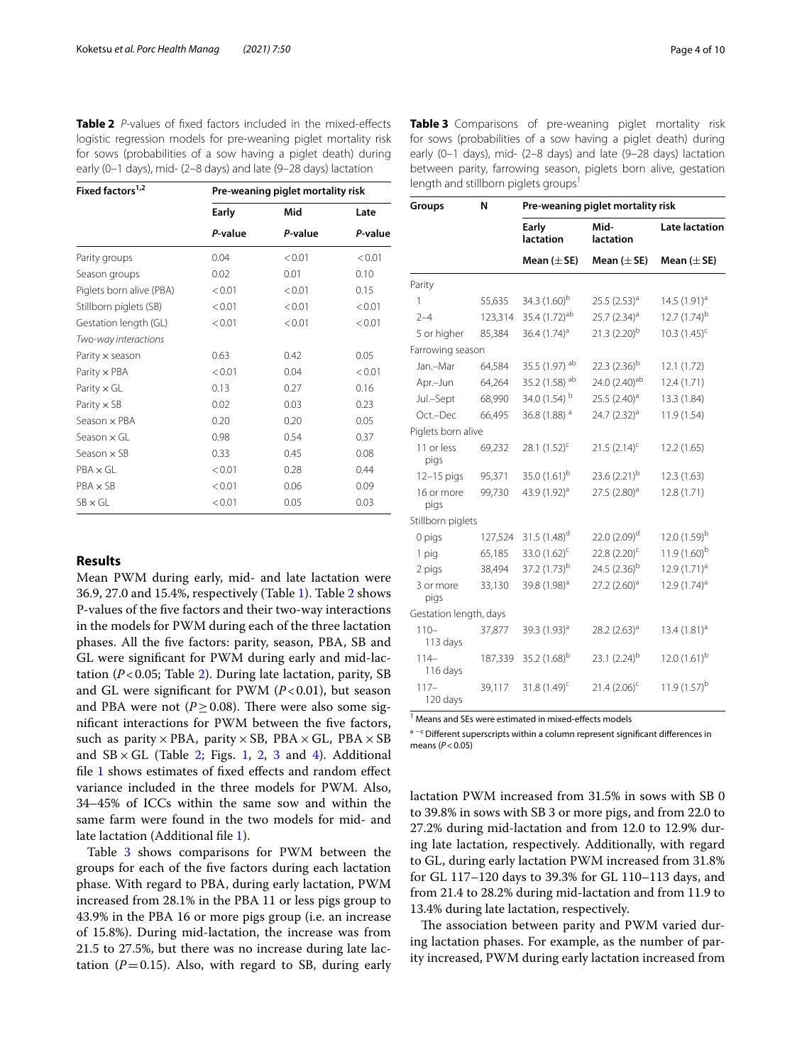**Table 2** *P*-values of fixed factors included in the mixed-effects logistic regression models for pre-weaning piglet mortality risk for sows (probabilities of a sow having a piglet death) during early (0–1 days), mid- (2–8 days) and late (9–28 days) lactation

| Fixed factors[1,2] | Pre-weaning piglet mortality risk | | |
|---|---|---|---|
| | Early | Mid | Late |
| | *P*-value | *P*-value | *P*-value |
| Parity groups | 0.04 | < 0.01 | < 0.01 |
| Season groups | 0.02 | 0.01 | 0.10 |
| Piglets born alive (PBA) | < 0.01 | < 0.01 | 0.15 |
| Stillborn piglets (SB) | < 0.01 | < 0.01 | < 0.01 |
| Gestation length (GL) | < 0.01 | < 0.01 | < 0.01 |
| *Two-way interactions* | | | |
| Parity × season | 0.63 | 0.42 | 0.05 |
| Parity × PBA | < 0.01 | 0.04 | < 0.01 |
| Parity × GL | 0.13 | 0.27 | 0.16 |
| Parity × SB | 0.02 | 0.03 | 0.23 |
| Season × PBA | 0.20 | 0.20 | 0.05 |
| Season × GL | 0.98 | 0.54 | 0.37 |
| Season × SB | 0.33 | 0.45 | 0.08 |
| PBA × GL | < 0.01 | 0.28 | 0.44 |
| PBA × SB | < 0.01 | 0.06 | 0.09 |
| SB × GL | < 0.01 | 0.05 | 0.03 |

## Results

Mean PWM during early, mid- and late lactation were 36.9, 27.0 and 15.4%, respectively (Table 1). Table 2 shows P-values of the five factors and their two-way interactions in the models for PWM during each of the three lactation phases. All the five factors: parity, season, PBA, SB and GL were significant for PWM during early and mid-lactation ($P < 0.05$; Table 2). During late lactation, parity, SB and GL were significant for PWM ($P < 0.01$), but season and PBA were not ($P \geq 0.08$). There were also some significant interactions for PWM between the five factors, such as parity × PBA, parity × SB, PBA × SB and SB × GL (Table 2; Figs. 1, 2, 3 and 4). Additional file 1 shows estimates of fixed effects and random effect variance included in the three models for PWM. Also, 34–45% of ICCs within the same sow and within the same farm were found in the two models for mid- and late lactation (Additional file 1).

Table 3 shows comparisons for PWM between the groups for each of the five factors during each lactation phase. With regard to PBA, during early lactation, PWM increased from 28.1% in the PBA 11 or less pigs group to 43.9% in the PBA 16 or more pigs group (i.e. an increase of 15.8%). During mid-lactation, the increase was from 21.5 to 27.5%, but there was no increase during late lactation ($P = 0.15$). Also, with regard to SB, during early lactation PWM increased from 31.5% in sows with SB 0 to 39.8% in sows with SB 3 or more pigs, and from 22.0 to 27.2% during mid-lactation and from 12.0 to 12.9% during late lactation, respectively. Additionally, with regard to GL, during early lactation PWM increased from 31.8% for GL 117–120 days to 39.3% for GL 110–113 days, and from 21.4 to 28.2% during mid-lactation and from 11.9 to 13.4% during late lactation, respectively.

The association between parity and PWM varied during lactation phases. For example, as the number of parity increased, PWM during early lactation increased from

**Table 3** Comparisons of pre-weaning piglet mortality risk for sows (probabilities of a sow having a piglet death) during early (0–1 days), mid- (2–8 days) and late (9–28 days) lactation between parity, farrowing season, piglets born alive, gestation length and stillborn piglets groups[1]

| Groups | N | Pre-weaning piglet mortality risk | | |
|---|---|---|---|---|
| | | Early lactation | Mid-lactation | Late lactation |
| | | Mean (± SE) | Mean (± SE) | Mean (± SE) |
| Parity | | | | |
| 1 | 55,635 | 34.3 (1.60)[b] | 25.5 (2.53)[a] | 14.5 (1.91)[a] |
| 2–4 | 123,314 | 35.4 (1.72)[ab] | 25.7 (2.34)[a] | 12.7 (1.74)[b] |
| 5 or higher | 85,384 | 36.4 (1.74)[a] | 21.3 (2.20)[b] | 10.3 (1.45)[c] |
| Farrowing season | | | | |
| Jan.–Mar | 64,584 | 35.5 (1.97) [ab] | 22.3 (2.36)[b] | 12.1 (1.72) |
| Apr.–Jun | 64,264 | 35.2 (1.58) [ab] | 24.0 (2.40)[ab] | 12.4 (1.71) |
| Jul.–Sept | 68,990 | 34.0 (1.54) [b] | 25.5 (2.40)[a] | 13.3 (1.84) |
| Oct.–Dec | 66,495 | 36.8 (1.88) [a] | 24.7 (2.32)[a] | 11.9 (1.54) |
| Piglets born alive | | | | |
| 11 or less pigs | 69,232 | 28.1 (1.52)[c] | 21.5 (2.14)[c] | 12.2 (1.65) |
| 12–15 pigs | 95,371 | 35.0 (1.61)[b] | 23.6 (2.21)[b] | 12.3 (1.63) |
| 16 or more pigs | 99,730 | 43.9 (1.92)[a] | 27.5 (2.80)[a] | 12.8 (1.71) |
| Stillborn piglets | | | | |
| 0 pigs | 127,524 | 31.5 (1.48)[d] | 22.0 (2.09)[d] | 12.0 (1.59)[b] |
| 1 pig | 65,185 | 33.0 (1.62)[c] | 22.8 (2.20)[c] | 11.9 (1.60)[b] |
| 2 pigs | 38,494 | 37.2 (1.73)[b] | 24.5 (2.36)[b] | 12.9 (1.71)[a] |
| 3 or more pigs | 33,130 | 39.8 (1.98)[a] | 27.2 (2.60)[a] | 12.9 (1.74)[a] |
| Gestation length, days | | | | |
| 110–113 days | 37,877 | 39.3 (1.93)[a] | 28.2 (2.63)[a] | 13.4 (1.81)[a] |
| 114–116 days | 187,339 | 35.2 (1.68)[b] | 23.1 (2.24)[b] | 12.0 (1.61)[b] |
| 117–120 days | 39,117 | 31.8 (1.49)[c] | 21.4 (2.06)[c] | 11.9 (1.57)[b] |

[1] Means and SEs were estimated in mixed-effects models

[a–c] Different superscripts within a column represent significant differences in means ($P < 0.05$)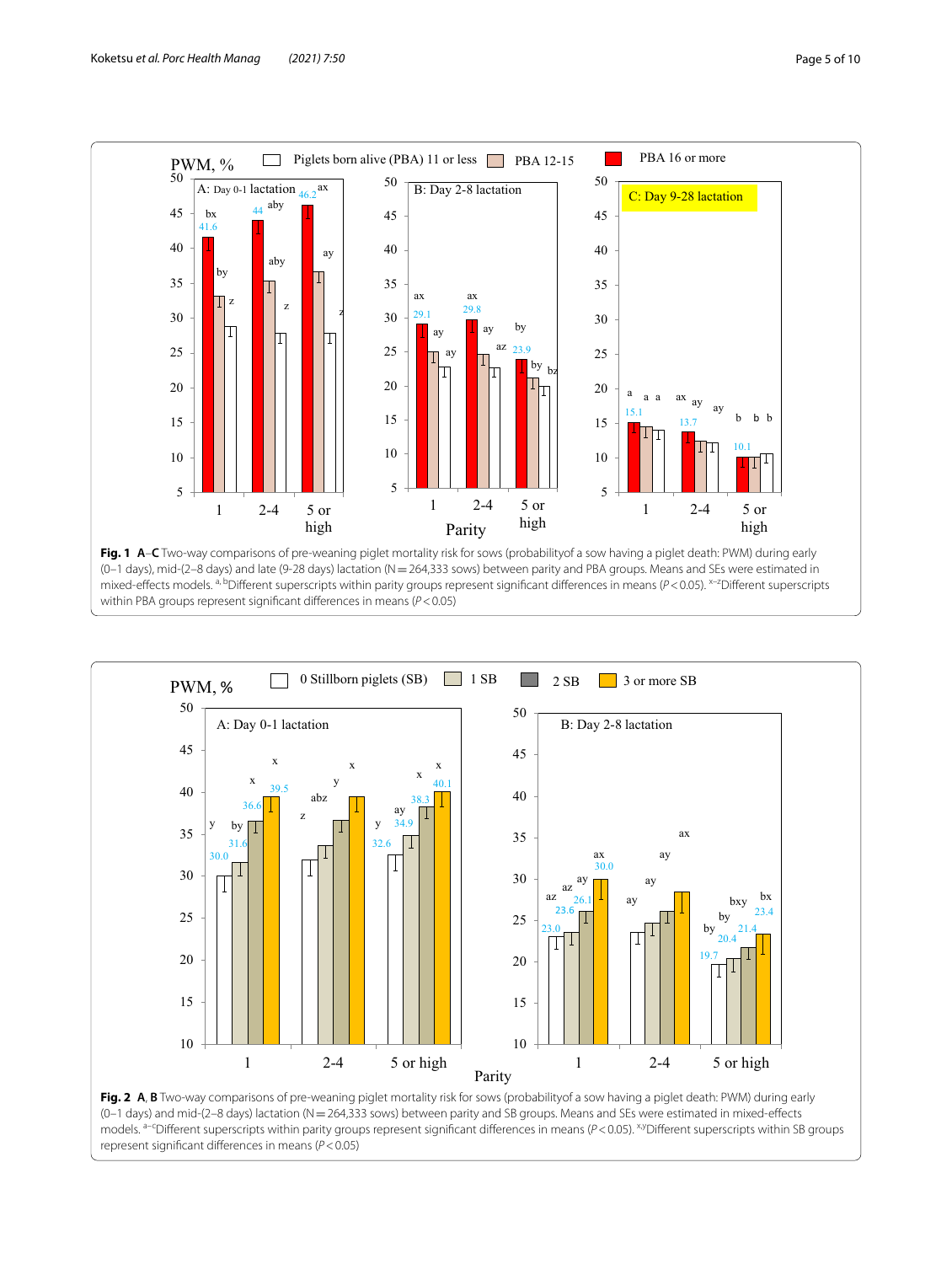**Fig. 1 A–C** Two-way comparisons of pre-weaning piglet mortality risk for sows (probabilityof a sow having a piglet death: PWM) during early (0–1 days), mid-(2–8 days) and late (9-28 days) lactation (N = 264,333 sows) between parity and PBA groups. Means and SEs were estimated in mixed-effects models. [a, b]Different superscripts within parity groups represent significant differences in means ($P < 0.05$). [x–z]Different superscripts within PBA groups represent significant differences in means ($P < 0.05$)

**Fig. 2 A, B** Two-way comparisons of pre-weaning piglet mortality risk for sows (probabilityof a sow having a piglet death: PWM) during early (0–1 days) and mid-(2–8 days) lactation (N = 264,333 sows) between parity and SB groups. Means and SEs were estimated in mixed-effects models. [a–c]Different superscripts within parity groups represent significant differences in means ($P < 0.05$). [x,y]Different superscripts within SB groups represent significant differences in means ($P < 0.05$)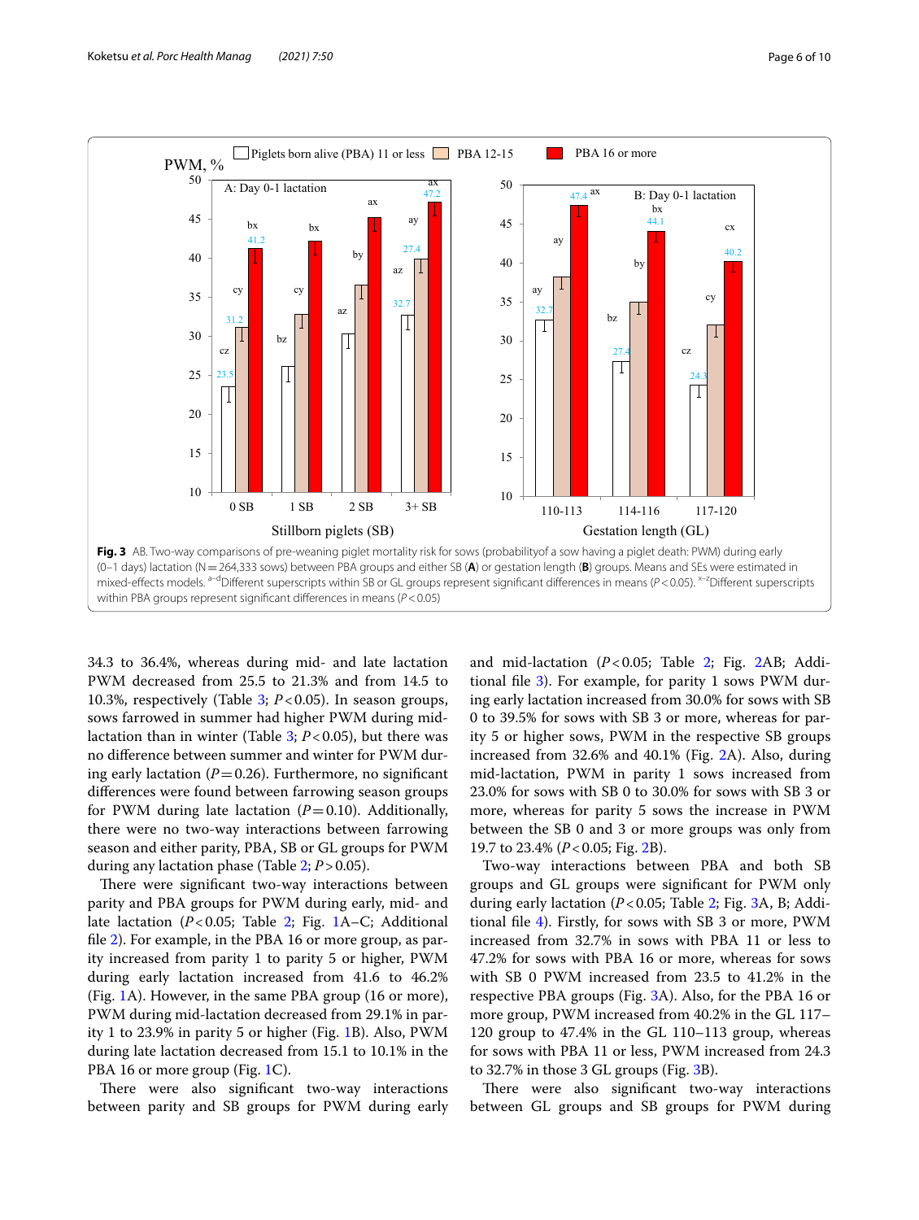**Fig. 3** AB. Two-way comparisons of pre-weaning piglet mortality risk for sows (probabilityof a sow having a piglet death: PWM) during early (0–1 days) lactation (N = 264,333 sows) between PBA groups and either SB (**A**) or gestation length (**B**) groups. Means and SEs were estimated in mixed-effects models. [a–d]Different superscripts within SB or GL groups represent significant differences in means ($P < 0.05$). [x–z]Different superscripts within PBA groups represent significant differences in means ($P < 0.05$)

34.3 to 36.4%, whereas during mid- and late lactation PWM decreased from 25.5 to 21.3% and from 14.5 to 10.3%, respectively (Table 3; $P < 0.05$). In season groups, sows farrowed in summer had higher PWM during mid-lactation than in winter (Table 3; $P < 0.05$), but there was no difference between summer and winter for PWM during early lactation ($P = 0.26$). Furthermore, no significant differences were found between farrowing season groups for PWM during late lactation ($P = 0.10$). Additionally, there were no two-way interactions between farrowing season and either parity, PBA, SB or GL groups for PWM during any lactation phase (Table 2; $P > 0.05$).

There were significant two-way interactions between parity and PBA groups for PWM during early, mid- and late lactation ($P < 0.05$; Table 2; Fig. 1A–C; Additional file 2). For example, in the PBA 16 or more group, as parity increased from parity 1 to parity 5 or higher, PWM during early lactation increased from 41.6 to 46.2% (Fig. 1A). However, in the same PBA group (16 or more), PWM during mid-lactation decreased from 29.1% in parity 1 to 23.9% in parity 5 or higher (Fig. 1B). Also, PWM during late lactation decreased from 15.1 to 10.1% in the PBA 16 or more group (Fig. 1C).

There were also significant two-way interactions between parity and SB groups for PWM during early and mid-lactation ($P < 0.05$; Table 2; Fig. 2AB; Additional file 3). For example, for parity 1 sows PWM during early lactation increased from 30.0% for sows with SB 0 to 39.5% for sows with SB 3 or more, whereas for parity 5 or higher sows, PWM in the respective SB groups increased from 32.6% and 40.1% (Fig. 2A). Also, during mid-lactation, PWM in parity 1 sows increased from 23.0% for sows with SB 0 to 30.0% for sows with SB 3 or more, whereas for parity 5 sows the increase in PWM between the SB 0 and 3 or more groups was only from 19.7 to 23.4% ($P < 0.05$; Fig. 2B).

Two-way interactions between PBA and both SB groups and GL groups were significant for PWM only during early lactation ($P < 0.05$; Table 2; Fig. 3A, B; Additional file 4). Firstly, for sows with SB 3 or more, PWM increased from 32.7% in sows with PBA 11 or less to 47.2% for sows with PBA 16 or more, whereas for sows with SB 0 PWM increased from 23.5 to 41.2% in the respective PBA groups (Fig. 3A). Also, for the PBA 16 or more group, PWM increased from 40.2% in the GL 117–120 group to 47.4% in the GL 110–113 group, whereas for sows with PBA 11 or less, PWM increased from 24.3 to 32.7% in those 3 GL groups (Fig. 3B).

There were also significant two-way interactions between GL groups and SB groups for PWM during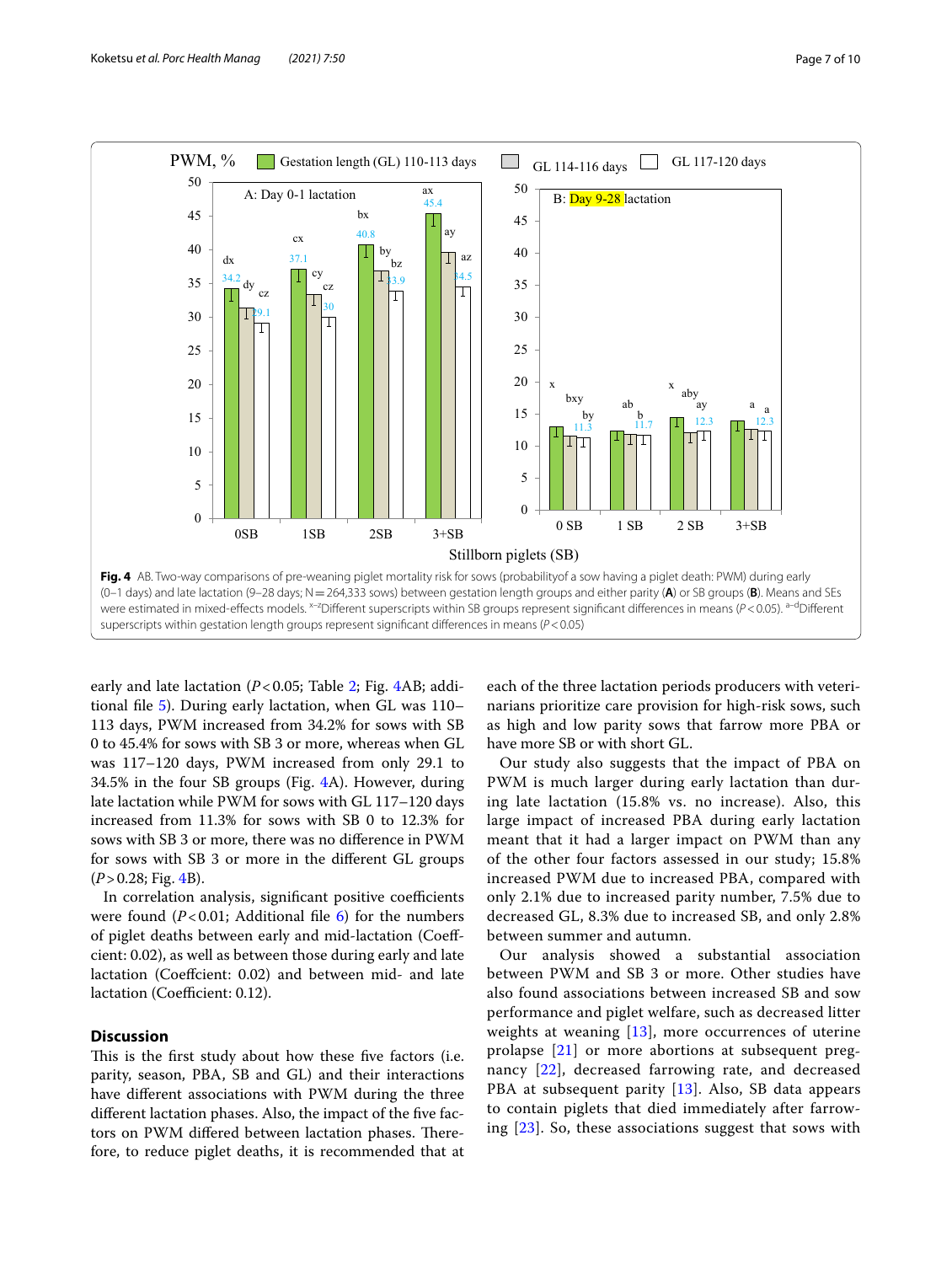**Fig. 4** AB. Two-way comparisons of pre-weaning piglet mortality risk for sows (probabilityof a sow having a piglet death: PWM) during early (0–1 days) and late lactation (9–28 days; N = 264,333 sows) between gestation length groups and either parity (**A**) or SB groups (**B**). Means and SEs were estimated in mixed-effects models. [x–z]Different superscripts within SB groups represent significant differences in means ($P < 0.05$). [a–d]Different superscripts within gestation length groups represent significant differences in means ($P < 0.05$)

early and late lactation ($P < 0.05$; Table 2; Fig. 4AB; additional file 5). During early lactation, when GL was 110–113 days, PWM increased from 34.2% for sows with SB 0 to 45.4% for sows with SB 3 or more, whereas when GL was 117–120 days, PWM increased from only 29.1 to 34.5% in the four SB groups (Fig. 4A). However, during late lactation while PWM for sows with GL 117–120 days increased from 11.3% for sows with SB 0 to 12.3% for sows with SB 3 or more, there was no difference in PWM for sows with SB 3 or more in the different GL groups ($P > 0.28$; Fig. 4B).

In correlation analysis, significant positive coefficients were found ($P < 0.01$; Additional file 6) for the numbers of piglet deaths between early and mid-lactation (Coefficient: 0.02), as well as between those during early and late lactation (Coefficient: 0.02) and between mid- and late lactation (Coefficient: 0.12).

## Discussion

This is the first study about how these five factors (i.e. parity, season, PBA, SB and GL) and their interactions have different associations with PWM during the three different lactation phases. Also, the impact of the five factors on PWM differed between lactation phases. Therefore, to reduce piglet deaths, it is recommended that at each of the three lactation periods producers with veterinarians prioritize care provision for high-risk sows, such as high and low parity sows that farrow more PBA or have more SB or with short GL.

Our study also suggests that the impact of PBA on PWM is much larger during early lactation than during late lactation (15.8% vs. no increase). Also, this large impact of increased PBA during early lactation meant that it had a larger impact on PWM than any of the other four factors assessed in our study; 15.8% increased PWM due to increased PBA, compared with only 2.1% due to increased parity number, 7.5% due to decreased GL, 8.3% due to increased SB, and only 2.8% between summer and autumn.

Our analysis showed a substantial association between PWM and SB 3 or more. Other studies have also found associations between increased SB and sow performance and piglet welfare, such as decreased litter weights at weaning [13], more occurrences of uterine prolapse [21] or more abortions at subsequent pregnancy [22], decreased farrowing rate, and decreased PBA at subsequent parity [13]. Also, SB data appears to contain piglets that died immediately after farrowing [23]. So, these associations suggest that sows with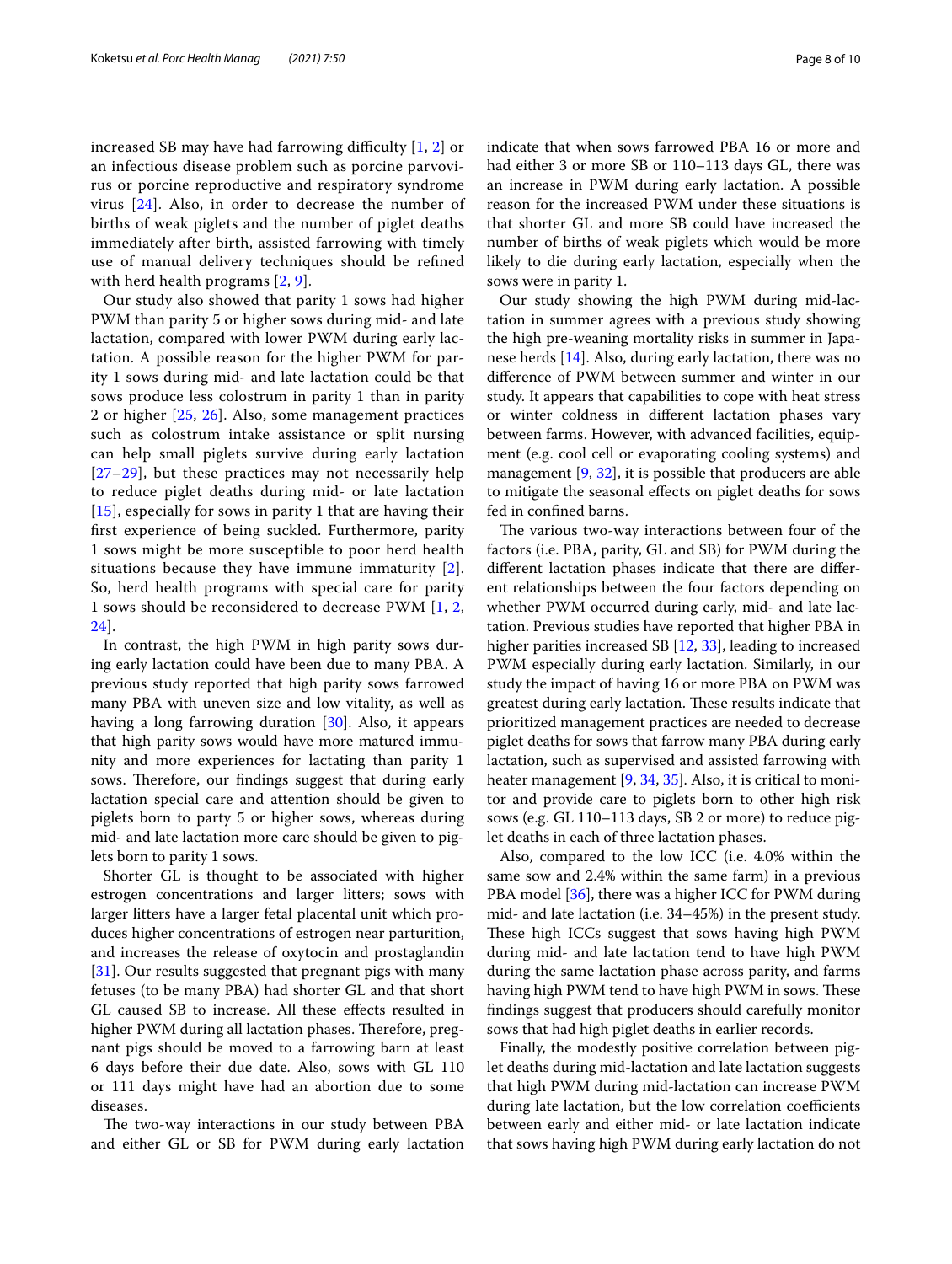increased SB may have had farrowing difficulty [1, 2] or an infectious disease problem such as porcine parvovirus or porcine reproductive and respiratory syndrome virus [24]. Also, in order to decrease the number of births of weak piglets and the number of piglet deaths immediately after birth, assisted farrowing with timely use of manual delivery techniques should be refined with herd health programs [2, 9].

Our study also showed that parity 1 sows had higher PWM than parity 5 or higher sows during mid- and late lactation, compared with lower PWM during early lactation. A possible reason for the higher PWM for parity 1 sows during mid- and late lactation could be that sows produce less colostrum in parity 1 than in parity 2 or higher [25, 26]. Also, some management practices such as colostrum intake assistance or split nursing can help small piglets survive during early lactation [27–29], but these practices may not necessarily help to reduce piglet deaths during mid- or late lactation [15], especially for sows in parity 1 that are having their first experience of being suckled. Furthermore, parity 1 sows might be more susceptible to poor herd health situations because they have immune immaturity [2]. So, herd health programs with special care for parity 1 sows should be reconsidered to decrease PWM [1, 2, 24].

In contrast, the high PWM in high parity sows during early lactation could have been due to many PBA. A previous study reported that high parity sows farrowed many PBA with uneven size and low vitality, as well as having a long farrowing duration [30]. Also, it appears that high parity sows would have more matured immunity and more experiences for lactating than parity 1 sows. Therefore, our findings suggest that during early lactation special care and attention should be given to piglets born to party 5 or higher sows, whereas during mid- and late lactation more care should be given to piglets born to party 1 sows.

Shorter GL is thought to be associated with higher estrogen concentrations and larger litters; sows with larger litters have a larger fetal placental unit which produces higher concentrations of estrogen near parturition, and increases the release of oxytocin and prostaglandin [31]. Our results suggested that pregnant pigs with many fetuses (to be many PBA) had shorter GL and that short GL caused SB to increase. All these effects resulted in higher PWM during all lactation phases. Therefore, pregnant pigs should be moved to a farrowing barn at least 6 days before their due date. Also, sows with GL 110 or 111 days might have had an abortion due to some diseases.

The two-way interactions in our study between PBA and either GL or SB for PWM during early lactation indicate that when sows farrowed PBA 16 or more and had either 3 or more SB or 110–113 days GL, there was an increase in PWM during early lactation. A possible reason for the increased PWM under these situations is that shorter GL and more SB could have increased the number of births of weak piglets which would be more likely to die during early lactation, especially when the sows were in parity 1.

Our study showing the high PWM during mid-lactation in summer agrees with a previous study showing the high pre-weaning mortality risks in summer in Japanese herds [14]. Also, during early lactation, there was no difference of PWM between summer and winter in our study. It appears that capabilities to cope with heat stress or winter coldness in different lactation phases vary between farms. However, with advanced facilities, equipment (e.g. cool cell or evaporating cooling systems) and management [9, 32], it is possible that producers are able to mitigate the seasonal effects on piglet deaths for sows fed in confined barns.

The various two-way interactions between four of the factors (i.e. PBA, parity, GL and SB) for PWM during the different lactation phases indicate that there are different relationships between the four factors depending on whether PWM occurred during early, mid- and late lactation. Previous studies have reported that higher PBA in higher parities increased SB [12, 33], leading to increased PWM especially during early lactation. Similarly, in our study the impact of having 16 or more PBA on PWM was greatest during early lactation. These results indicate that prioritized management practices are needed to decrease piglet deaths for sows that farrow many PBA during early lactation, such as supervised and assisted farrowing with heater management [9, 34, 35]. Also, it is critical to monitor and provide care to piglets born to other high risk sows (e.g. GL 110–113 days, SB 2 or more) to reduce piglet deaths in each of three lactation phases.

Also, compared to the low ICC (i.e. 4.0% within the same sow and 2.4% within the same farm) in a previous PBA model [36], there was a higher ICC for PWM during mid- and late lactation (i.e. 34–45%) in the present study. These high ICCs suggest that sows having high PWM during mid- and late lactation tend to have high PWM during the same lactation phase across parity, and farms having high PWM tend to have high PWM in sows. These findings suggest that producers should carefully monitor sows that had high piglet deaths in earlier records.

Finally, the modestly positive correlation between piglet deaths during mid-lactation and late lactation suggests that high PWM during mid-lactation can increase PWM during late lactation, but the low correlation coefficients between early and either mid- or late lactation indicate that sows having high PWM during early lactation do not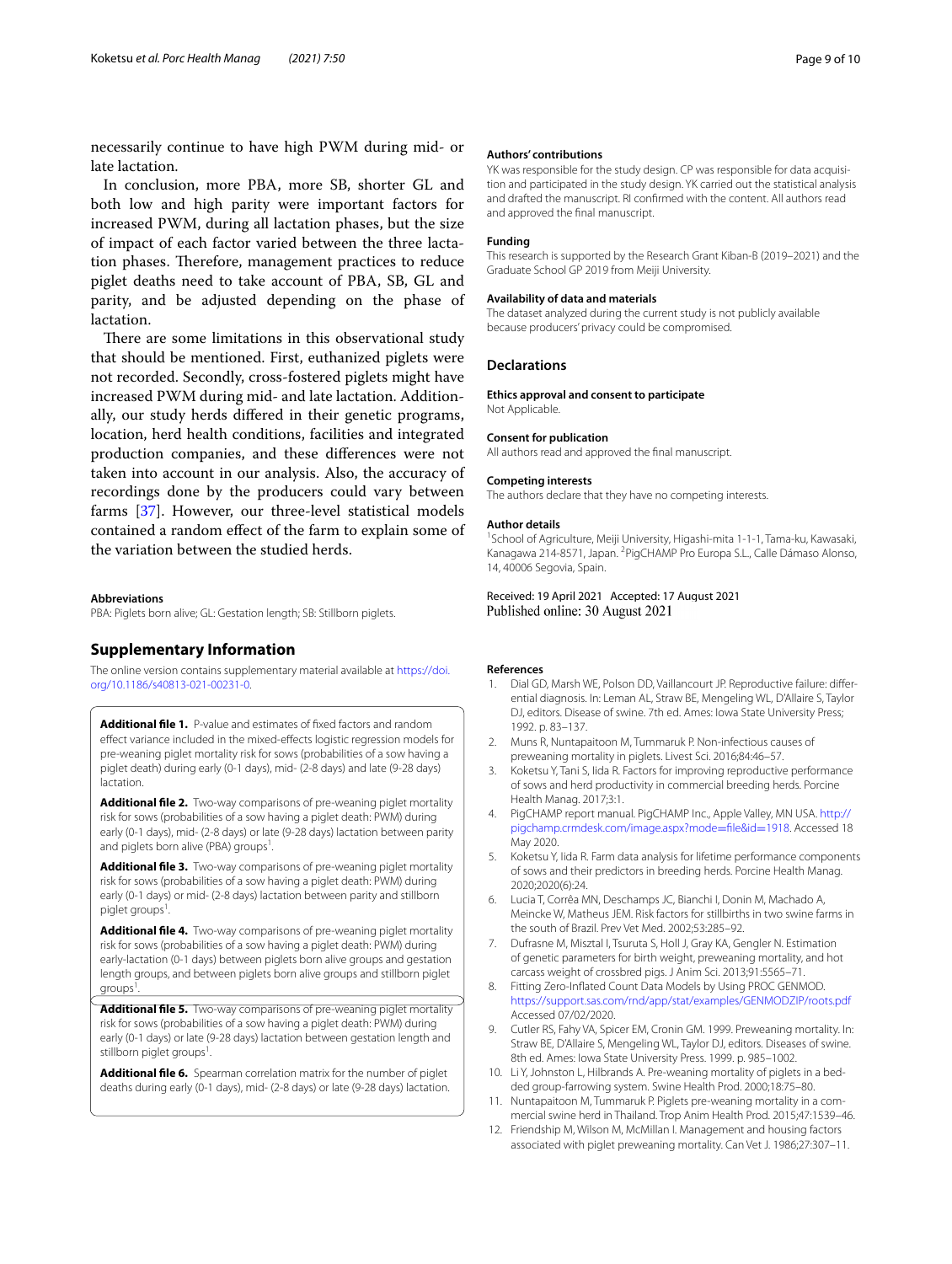necessarily continue to have high PWM during mid- or late lactation.

In conclusion, more PBA, more SB, shorter GL and both low and high parity were important factors for increased PWM, during all lactation phases, but the size of impact of each factor varied between the three lactation phases. Therefore, management practices to reduce piglet deaths need to take account of PBA, SB, GL and parity, and be adjusted depending on the phase of lactation.

There are some limitations in this observational study that should be mentioned. First, euthanized piglets were not recorded. Secondly, cross-fostered piglets might have increased PWM during mid- and late lactation. Additionally, our study herds differed in their genetic programs, location, herd health conditions, facilities and integrated production companies, and these differences were not taken into account in our analysis. Also, the accuracy of recordings done by the producers could vary between farms [37]. However, our three-level statistical models contained a random effect of the farm to explain some of the variation between the studied herds.

### Abbreviations

PBA: Piglets born alive; GL: Gestation length; SB: Stillborn piglets.

## Supplementary Information

The online version contains supplementary material available at https://doi.org/10.1186/s40813-021-00231-0.

**Additional file 1.** P-value and estimates of fixed factors and random effect variance included in the mixed-effects logistic regression models for pre-weaning piglet mortality risk for sows (probabilities of a sow having a piglet death) during early (0-1 days), mid- (2-8 days) and late (9-28 days) lactation.

**Additional file 2.** Two-way comparisons of pre-weaning piglet mortality risk for sows (probabilities of a sow having a piglet death: PWM) during early (0-1 days), mid- (2-8 days) or late (9-28 days) lactation between parity and piglets born alive (PBA) groups[1].

**Additional file 3.** Two-way comparisons of pre-weaning piglet mortality risk for sows (probabilities of a sow having a piglet death: PWM) during early (0-1 days) or mid- (2-8 days) lactation between parity and stillborn piglet groups[1].

**Additional file 4.** Two-way comparisons of pre-weaning piglet mortality risk for sows (probabilities of a sow having a piglet death: PWM) during early-lactation (0-1 days) between piglets born alive groups and gestation length groups, and between piglets born alive groups and stillborn piglet groups[1].

**Additional file 5.** Two-way comparisons of pre-weaning piglet mortality risk for sows (probabilities of a sow having a piglet death: PWM) during early (0-1 days) or late (9-28 days) lactation between gestation length and stillborn piglet groups[1].

**Additional file 6.** Spearman correlation matrix for the number of piglet deaths during early (0-1 days), mid- (2-8 days) or late (9-28 days) lactation.

### Authors' contributions

YK was responsible for the study design. CP was responsible for data acquisition and participated in the study design. YK carried out the statistical analysis and drafted the manuscript. RI confirmed with the content. All authors read and approved the final manuscript.

### Funding

This research is supported by the Research Grant Kiban-B (2019–2021) and the Graduate School GP 2019 from Meiji University.

### Availability of data and materials

The dataset analyzed during the current study is not publicly available because producers' privacy could be compromised.

## Declarations

### Ethics approval and consent to participate

Not Applicable.

### Consent for publication

All authors read and approved the final manuscript.

### Competing interests

The authors declare that they have no competing interests.

### Author details

[1]School of Agriculture, Meiji University, Higashi-mita 1-1-1, Tama-ku, Kawasaki, Kanagawa 214-8571, Japan. [2]PigCHAMP Pro Europa S.L., Calle Dámaso Alonso, 14, 40006 Segovia, Spain.

Received: 19 April 2021 Accepted: 17 August 2021
Published online: 30 August 2021

### References

1. Dial GD, Marsh WE, Polson DD, Vaillancourt JP. Reproductive failure: differential diagnosis. In: Leman AL, Straw BE, Mengeling WL, D'Allaire S, Taylor DJ, editors. Disease of swine. 7th ed. Ames: Iowa State University Press; 1992. p. 83–137.
2. Muns R, Nuntapaitoon M, Tummaruk P. Non-infectious causes of preweaning mortality in piglets. Livest Sci. 2016;84:46–57.
3. Koketsu Y, Tani S, Iida R. Factors for improving reproductive performance of sows and herd productivity in commercial breeding herds. Porcine Health Manag. 2017;3:1.
4. PigCHAMP report manual. PigCHAMP Inc., Apple Valley, MN USA. http://pigchamp.crmdesk.com/image.aspx?mode=file&id=1918. Accessed 18 May 2020.
5. Koketsu Y, Iida R. Farm data analysis for lifetime performance components of sows and their predictors in breeding herds. Porcine Health Manag. 2020;2020(6):24.
6. Lucia T, Corrêa MN, Deschamps JC, Bianchi I, Donin M, Machado A, Meincke W, Matheus JEM. Risk factors for stillbirths in two swine farms in the south of Brazil. Prev Vet Med. 2002;53:285–92.
7. Dufrasne M, Misztal I, Tsuruta S, Holl J, Gray KA, Gengler N. Estimation of genetic parameters for birth weight, preweaning mortality, and hot carcass weight of crossbred pigs. J Anim Sci. 2013;91:5565–71.
8. Fitting Zero-Inflated Count Data Models by Using PROC GENMOD. https://support.sas.com/rnd/app/stat/examples/GENMODZIP/roots.pdf Accessed 07/02/2020.
9. Cutler RS, Fahy VA, Spicer EM, Cronin GM. 1999. Preweaning mortality. In: Straw BE, D'Allaire S, Mengeling WL, Taylor DJ, editors. Diseases of swine. 8th ed. Ames: Iowa State University Press. 1999. p. 985–1002.
10. Li Y, Johnston L, Hilbrands A. Pre-weaning mortality of piglets in a bedded group-farrowing system. Swine Health Prod. 2000;18:75–80.
11. Nuntapaitoon M, Tummaruk P. Piglets pre-weaning mortality in a commercial swine herd in Thailand. Trop Anim Health Prod. 2015;47:1539–46.
12. Friendship M, Wilson M, McMillan I. Management and housing factors associated with piglet preweaning mortality. Can Vet J. 1986;27:307–11.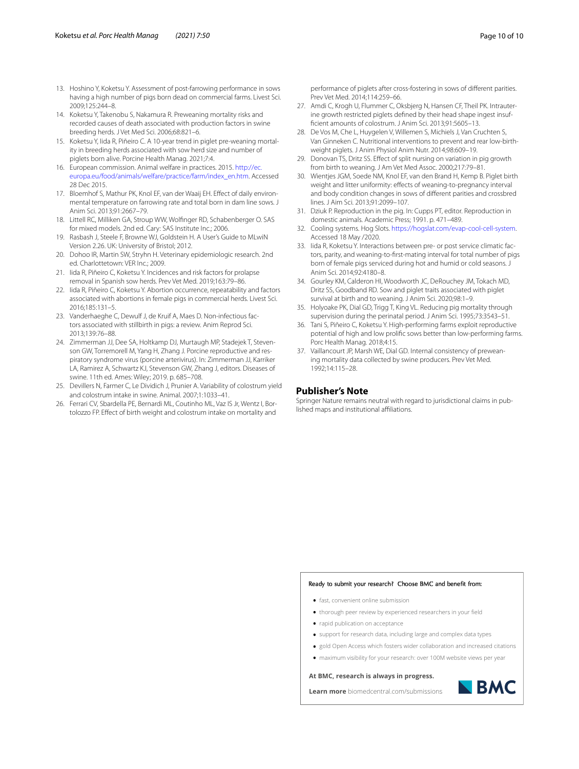13. Hoshino Y, Koketsu Y. Assessment of post-farrowing performance in sows having a high number of pigs born dead on commercial farms. Livest Sci. 2009;125:244–8.
14. Koketsu Y, Takenobu S, Nakamura R. Preweaning mortality risks and recorded causes of death associated with production factors in swine breeding herds. J Vet Med Sci. 2006;68:821–6.
15. Koketsu Y, Iida R, Piñeiro C. A 10-year trend in piglet pre-weaning mortality in breeding herds associated with sow herd size and number of piglets born alive. Porcine Health Manag. 2021;7:4.
16. European commission. Animal welfare in practices. 2015. http://ec.europa.eu/food/animals/welfare/practice/farm/index_en.htm. Accessed 28 Dec 2015.
17. Bloemhof S, Mathur PK, Knol EF, van der Waaij EH. Effect of daily environmental temperature on farrowing rate and total born in dam line sows. J Anim Sci. 2013;91:2667–79.
18. Littell RC, Milliken GA, Stroup WW, Wolfinger RD, Schabenberger O. SAS for mixed models. 2nd ed. Cary: SAS Institute Inc.; 2006.
19. Rasbash J, Steele F, Browne WJ, Goldstein H. A User's Guide to MLwiN Version 2.26. UK: University of Bristol; 2012.
20. Dohoo IR, Martin SW, Stryhn H. Veterinary epidemiologic research. 2nd ed. Charlottetown: VER Inc.; 2009.
21. Iida R, Piñeiro C, Koketsu Y. Incidences and risk factors for prolapse removal in Spanish sow herds. Prev Vet Med. 2019;163:79–86.
22. Iida R, Piñeiro C, Koketsu Y. Abortion occurrence, repeatability and factors associated with abortions in female pigs in commercial herds. Livest Sci. 2016;185:131–5.
23. Vanderhaeghe C, Dewulf J, de Kruif A, Maes D. Non-infectious factors associated with stillbirth in pigs: a review. Anim Reprod Sci. 2013;139:76–88.
24. Zimmerman JJ, Dee SA, Holtkamp DJ, Murtaugh MP, Stadejek T, Stevenson GW, Torremorell M, Yang H, Zhang J. Porcine reproductive and respiratory syndrome virus (porcine arterivirus). In: Zimmerman JJ, Karriker LA, Ramirez A, Schwartz KJ, Stevenson GW, Zhang J, editors. Diseases of swine. 11th ed. Ames: Wiley; 2019. p. 685–708.
25. Devillers N, Farmer C, Le Dividich J, Prunier A. Variability of colostrum yield and colostrum intake in swine. Animal. 2007;1:1033–41.
26. Ferrari CV, Sbardella PE, Bernardi ML, Coutinho ML, Vaz IS Jr, Wentz I, Bortolozzo FP. Effect of birth weight and colostrum intake on mortality and performance of piglets after cross-fostering in sows of different parities. Prev Vet Med. 2014;114:259–66.
27. Amdi C, Krogh U, Flummer C, Oksbjerg N, Hansen CF, Theil PK. Intrauterine growth restricted piglets defined by their head shape ingest insufficient amounts of colostrum. J Anim Sci. 2013;91:5605–13.
28. De Vos M, Che L, Huygelen V, Willemen S, Michiels J, Van Cruchten S, Van Ginneken C. Nutritional interventions to prevent and rear low-birthweight piglets. J Anim Physiol Anim Nutr. 2014;98:609–19.
29. Donovan TS, Dritz SS. Effect of split nursing on variation in pig growth from birth to weaning. J Am Vet Med Assoc. 2000;217:79–81.
30. Wientjes JGM, Soede NM, Knol EF, van den Brand H, Kemp B. Piglet birth weight and litter uniformity: effects of weaning-to-pregnancy interval and body condition changes in sows of different parities and crossbred lines. J Aim Sci. 2013;91:2099–107.
31. Dziuk P. Reproduction in the pig. In: Cupps PT, editor. Reproduction in domestic animals. Academic Press; 1991. p. 471–489.
32. Cooling systems. Hog Slots. https://hogslat.com/evap-cool-cell-system. Accessed 18 May /2020.
33. Iida R, Koketsu Y. Interactions between pre- or post service climatic factors, parity, and weaning-to-first-mating interval for total number of pigs born of female pigs serviced during hot and humid or cold seasons. J Anim Sci. 2014;92:4180–8.
34. Gourley KM, Calderon HI, Woodworth JC, DeRouchey JM, Tokach MD, Dritz SS, Goodband RD. Sow and piglet traits associated with piglet survival at birth and to weaning. J Anim Sci. 2020;98:1–9.
35. Holyoake PK, Dial GD, Trigg T, King VL. Reducing pig mortality through supervision during the perinatal period. J Anim Sci. 1995;73:3543–51.
36. Tani S, Piñeiro C, Koketsu Y. High-performing farms exploit reproductive potential of high and low prolific sows better than low-performing farms. Porc Health Manag. 2018;4:15.
37. Vaillancourt JP, Marsh WE, Dial GD. Internal consistency of preweaning mortality data collected by swine producers. Prev Vet Med. 1992;14:115–28.

## Publisher's Note

Springer Nature remains neutral with regard to jurisdictional claims in published maps and institutional affiliations.

Ready to submit your research? Choose BMC and benefit from:

- fast, convenient online submission
- thorough peer review by experienced researchers in your field
- rapid publication on acceptance
- support for research data, including large and complex data types
- gold Open Access which fosters wider collaboration and increased citations
- maximum visibility for your research: over 100M website views per year

**At BMC, research is always in progress.**

**Learn more** biomedcentral.com/submissions